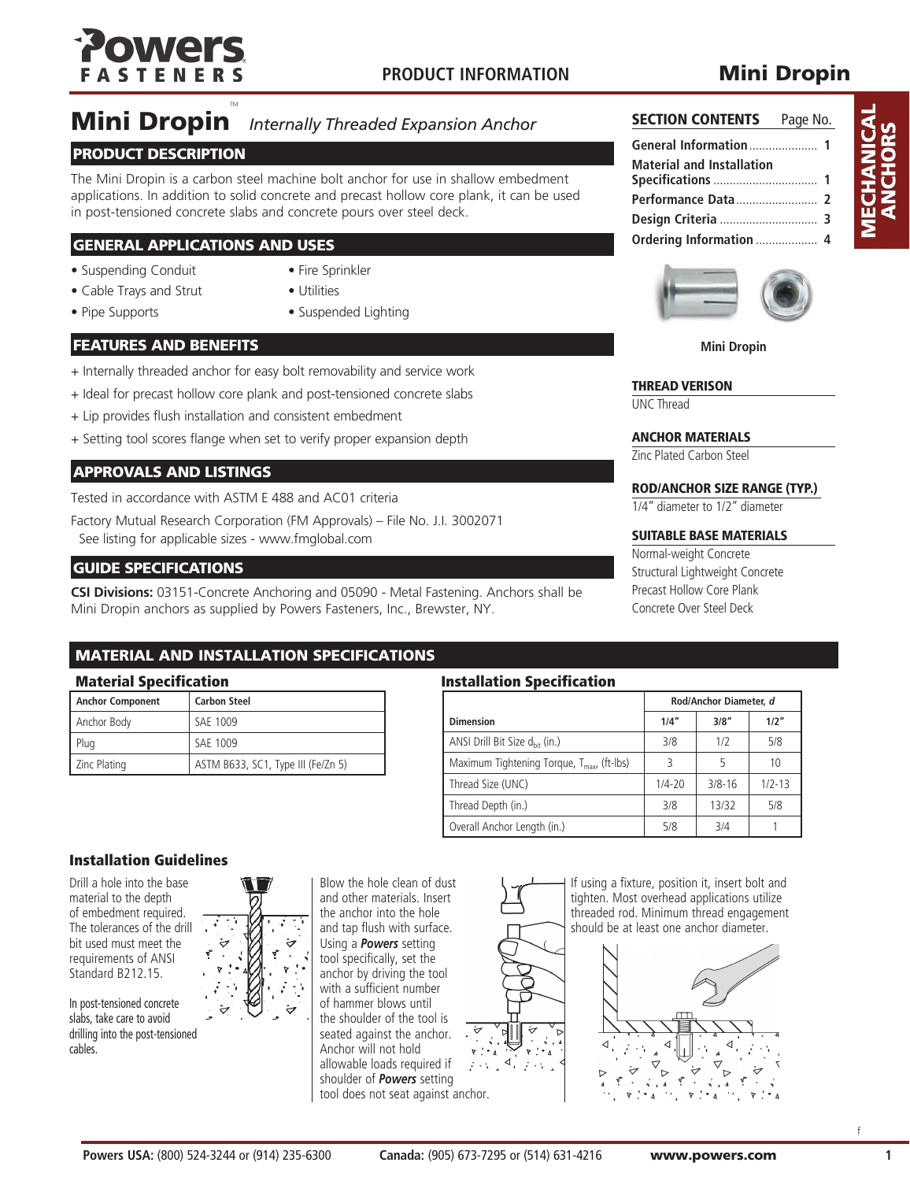# Mini Dropin™ *Internally Threaded Expansion Anchor*

## PRODUCT DESCRIPTION

The Mini Dropin is a carbon steel machine bolt anchor for use in shallow embedment applications. In addition to solid concrete and precast hollow core plank, it can be used in post-tensioned concrete slabs and concrete pours over steel deck.

## GENERAL APPLICATIONS AND USES

- Suspending Conduit
- Cable Trays and Strut
- Pipe Supports
- Fire Sprinkler
- Utilities
- Suspended Lighting

## FEATURES AND BENEFITS

+ Internally threaded anchor for easy bolt removability and service work
+ Ideal for precast hollow core plank and post-tensioned concrete slabs
+ Lip provides flush installation and consistent embedment
+ Setting tool scores flange when set to verify proper expansion depth

## APPROVALS AND LISTINGS

Tested in accordance with ASTM E 488 and AC01 criteria

Factory Mutual Research Corporation (FM Approvals) – File No. J.I. 3002071
See listing for applicable sizes - www.fmglobal.com

## GUIDE SPECIFICATIONS

**CSI Divisions:** 03151-Concrete Anchoring and 05090 - Metal Fastening. Anchors shall be Mini Dropin anchors as supplied by Powers Fasteners, Inc., Brewster, NY.

### SECTION CONTENTS

| | Page No. |
|---|---|
| General Information | 1 |
| Material and Installation Specifications | 1 |
| Performance Data | 2 |
| Design Criteria | 3 |
| Ordering Information | 4 |

Mini Dropin

### THREAD VERISON

UNC Thread

### ANCHOR MATERIALS

Zinc Plated Carbon Steel

### ROD/ANCHOR SIZE RANGE (TYP.)

1/4" diameter to 1/2" diameter

### SUITABLE BASE MATERIALS

Normal-weight Concrete
Structural Lightweight Concrete
Precast Hollow Core Plank
Concrete Over Steel Deck

## MATERIAL AND INSTALLATION SPECIFICATIONS

### Material Specification

| Anchor Component | Carbon Steel |
|---|---|
| Anchor Body | SAE 1009 |
| Plug | SAE 1009 |
| Zinc Plating | ASTM B633, SC1, Type III (Fe/Zn 5) |

### Installation Specification

| Dimension | Rod/Anchor Diameter, $d$ | | |
|---|---|---|---|
| | 1/4" | 3/8" | 1/2" |
| ANSI Drill Bit Size $d_{bit}$ (in.) | 3/8 | 1/2 | 5/8 |
| Maximum Tightening Torque, $T_{max}$, (ft-lbs) | 3 | 5 | 10 |
| Thread Size (UNC) | 1/4-20 | 3/8-16 | 1/2-13 |
| Thread Depth (in.) | 3/8 | 13/32 | 5/8 |
| Overall Anchor Length (in.) | 5/8 | 3/4 | 1 |

### Installation Guidelines

Drill a hole into the base material to the depth of embedment required. The tolerances of the drill bit used must meet the requirements of ANSI Standard B212.15.

In post-tensioned concrete slabs, take care to avoid drilling into the post-tensioned cables.

Blow the hole clean of dust and other materials. Insert the anchor into the hole and tap flush with surface. Using a ***Powers*** setting tool specifically, set the anchor by driving the tool with a sufficient number of hammer blows until the shoulder of the tool is seated against the anchor. Anchor will not hold allowable loads required if shoulder of ***Powers*** setting tool does not seat against anchor.

If using a fixture, position it, insert bolt and tighten. Most overhead applications utilize threaded rod. Minimum thread engagement should be at least one anchor diameter.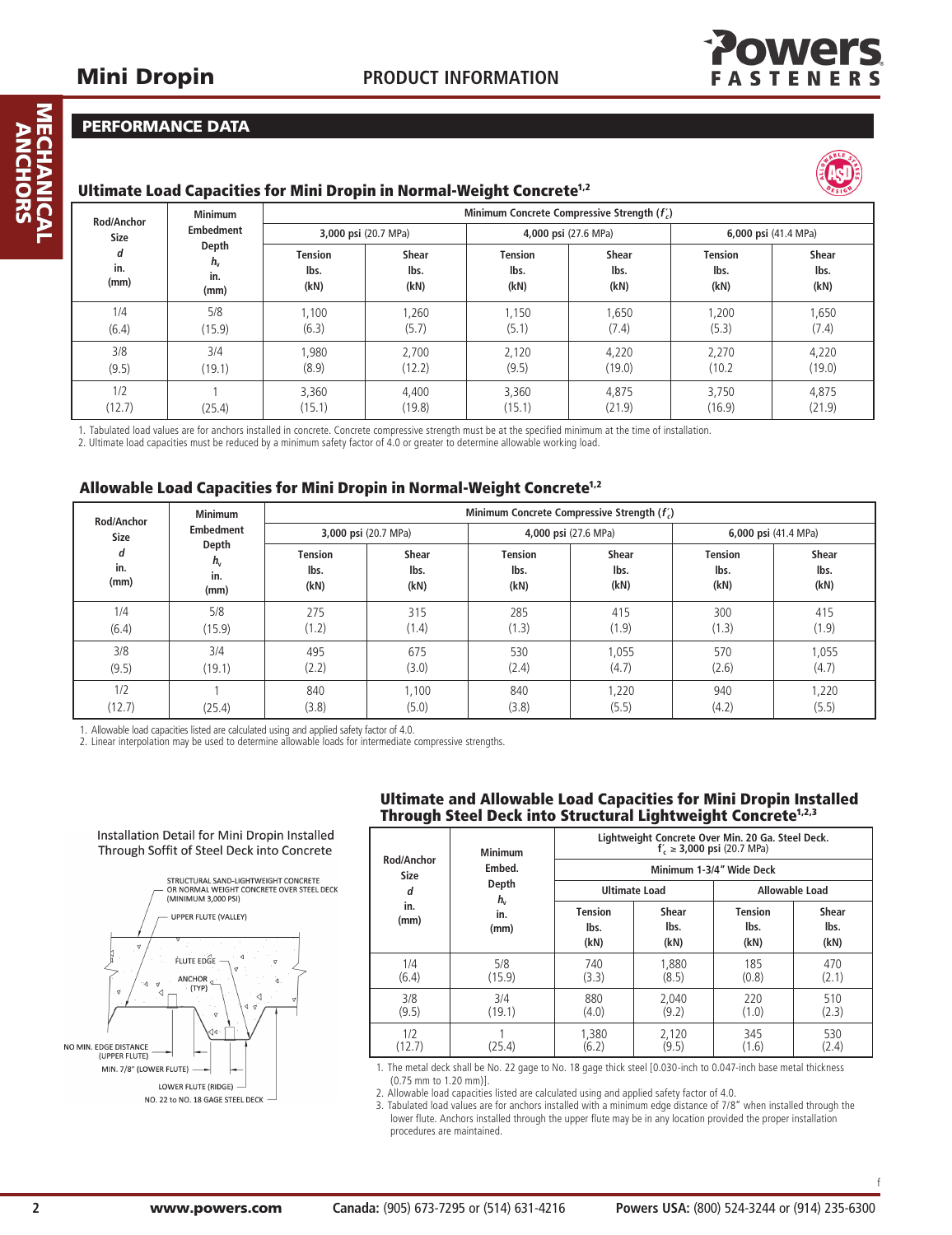## PERFORMANCE DATA

### Ultimate Load Capacities for Mini Dropin in Normal-Weight Concrete[1,2]

| Rod/Anchor Size $d$ in. (mm) | Minimum Embedment Depth $h_v$ in. (mm) | Minimum Concrete Compressive Strength ($f'_c$) | | | | | |
|---|---|---|---|---|---|---|---|
| | | 3,000 psi (20.7 MPa) | | 4,000 psi (27.6 MPa) | | 6,000 psi (41.4 MPa) | |
| | | Tension lbs. (kN) | Shear lbs. (kN) | Tension lbs. (kN) | Shear lbs. (kN) | Tension lbs. (kN) | Shear lbs. (kN) |
| 1/4 (6.4) | 5/8 (15.9) | 1,100 (6.3) | 1,260 (5.7) | 1,150 (5.1) | 1,650 (7.4) | 1,200 (5.3) | 1,650 (7.4) |
| 3/8 (9.5) | 3/4 (19.1) | 1,980 (8.9) | 2,700 (12.2) | 2,120 (9.5) | 4,220 (19.0) | 2,270 (10.2 | 4,220 (19.0) |
| 1/2 (12.7) | 1 (25.4) | 3,360 (15.1) | 4,400 (19.8) | 3,360 (15.1) | 4,875 (21.9) | 3,750 (16.9) | 4,875 (21.9) |

1. Tabulated load values are for anchors installed in concrete. Concrete compressive strength must be at the specified minimum at the time of installation.
2. Ultimate load capacities must be reduced by a minimum safety factor of 4.0 or greater to determine allowable working load.

### Allowable Load Capacities for Mini Dropin in Normal-Weight Concrete[1,2]

| Rod/Anchor Size $d$ in. (mm) | Minimum Embedment Depth $h_v$ in. (mm) | Minimum Concrete Compressive Strength ($f'_c$) | | | | | |
|---|---|---|---|---|---|---|---|
| | | 3,000 psi (20.7 MPa) | | 4,000 psi (27.6 MPa | | 6,000 psi (41.4 MPa) | |
| | | Tension lbs. (kN) | Shear lbs. (kN) | Tension lbs. (kN) | Shear lbs. (kN) | Tension lbs. (kN) | Shear lbs. (kN) |
| 1/4 (6.4) | 5/8 (15.9) | 275 (1.2) | 315 (1.4) | 285 (1.3) | 415 (1.9) | 300 (1.3) | 415 (1.9) |
| 3/8 (9.5) | 3/4 (19.1) | 495 (2.2) | 675 (3.0) | 530 (2.4) | 1,055 (4.7) | 570 (2.6) | 1,055 (4.7) |
| 1/2 (12.7) | 1 (25.4) | 840 (3.8) | 1,100 (5.0) | 840 (3.8) | 1,220 (5.5) | 940 (4.2) | 1,220 (5.5) |

1. Allowable load capacities listed are calculated using and applied safety factor of 4.0.
2. Linear interpolation may be used to determine allowable loads for intermediate compressive strengths.

Installation Detail for Mini Dropin Installed Through Soffit of Steel Deck into Concrete

STRUCTURAL SAND-LIGHTWEIGHT CONCRETE OR NORMAL WEIGHT CONCRETE OVER STEEL DECK (MINIMUM 3,000 PSI)
UPPER FLUTE (VALLEY)
FLUTE EDGE
ANCHOR (TYP)
NO MIN. EDGE DISTANCE (UPPER FLUTE)
MIN. 7/8" (LOWER FLUTE)
LOWER FLUTE (RIDGE)
NO. 22 to NO. 18 GAGE STEEL DECK

### Ultimate and Allowable Load Capacities for Mini Dropin Installed Through Steel Deck into Structural Lightweight Concrete[1,2,3]

| Rod/Anchor Size $d$ in. (mm) | Minimum Embed. Depth $h_v$ in. (mm) | Lightweight Concrete Over Min. 20 Ga. Steel Deck. $f'_c \geq$ 3,000 psi (20.7 MPa) | | | |
|---|---|---|---|---|---|
| | | Minimum 1-3/4" Wide Deck | | | |
| | | Ultimate Load | | Allowable Load | |
| | | Tension lbs. (kN) | Shear lbs. (kN) | Tension lbs. (kN) | Shear lbs. (kN) |
| 1/4 (6.4) | 5/8 (15.9) | 740 (3.3) | 1,880 (8.5) | 185 (0.8) | 470 (2.1) |
| 3/8 (9.5) | 3/4 (19.1) | 880 (4.0) | 2,040 (9.2) | 220 (1.0) | 510 (2.3) |
| 1/2 (12.7) | 1 (25.4) | 1,380 (6.2) | 2,120 (9.5) | 345 (1.6) | 530 (2.4) |

1. The metal deck shall be No. 22 gage to No. 18 gage thick steel [0.030-inch to 0.047-inch base metal thickness (0.75 mm to 1.20 mm)].
2. Allowable load capacities listed are calculated using and applied safety factor of 4.0.
3. Tabulated load values are for anchors installed with a minimum edge distance of 7/8" when installed through the lower flute. Anchors installed through the upper flute may be in any location provided the proper installation procedures are maintained.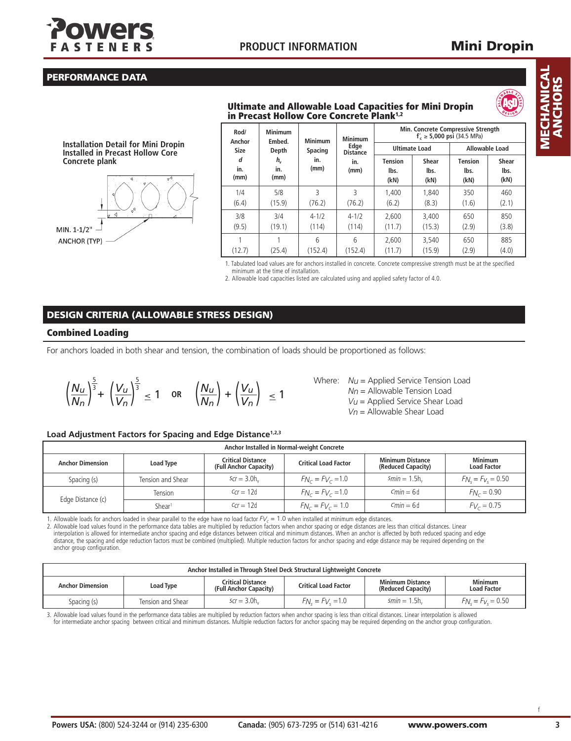## PERFORMANCE DATA

**Installation Detail for Mini Dropin Installed in Precast Hollow Core Concrete plank**

MIN. 1-1/2"

ANCHOR (TYP)

### Ultimate and Allowable Load Capacities for Mini Dropin in Precast Hollow Core Concrete Plank[1,2]

| Rod/ Anchor Size $d$ in. (mm) | Minimum Embed. Depth $h_v$ in. (mm) | Minimum Spacing in. (mm) | Minimum Edge Distance in. (mm) | Min. Concrete Compressive Strength $f'_c \geq$ 5,000 psi (34.5 MPa) | | | |
|---|---|---|---|---|---|---|---|
| | | | | Ultimate Load | | Allowable Load | |
| | | | | Tension lbs. (kN) | Shear lbs. (kN) | Tension lbs. (kN) | Shear lbs. (kN) |
| 1/4 (6.4) | 5/8 (15.9) | 3 (76.2) | 3 (76.2) | 1,400 (6.2) | 1,840 (8.3) | 350 (1.6) | 460 (2.1) |
| 3/8 (9.5) | 3/4 (19.1) | 4-1/2 (114) | 4-1/2 (114) | 2,600 (11.7) | 3,400 (15.3) | 650 (2.9) | 850 (3.8) |
| 1 (12.7) | 1 (25.4) | 6 (152.4) | 6 (152.4) | 2,600 (11.7) | 3,540 (15.9) | 650 (2.9) | 885 (4.0) |

1. Tabulated load values are for anchors installed in concrete. Concrete compressive strength must be at the specified minimum at the time of installation.
2. Allowable load capacities listed are calculated using and applied safety factor of 4.0.

## DESIGN CRITERIA (ALLOWABLE STRESS DESIGN)

### Combined Loading

For anchors loaded in both shear and tension, the combination of loads should be proportioned as follows:

$$\left(\frac{N_u}{N_n}\right)^{\frac{5}{3}} + \left(\frac{V_u}{V_n}\right)^{\frac{5}{3}} \leq 1 \quad \text{OR} \quad \left(\frac{N_u}{N_n}\right) + \left(\frac{V_u}{V_n}\right) \leq 1$$

Where:
- $N_u$ = Applied Service Tension Load
- $N_n$ = Allowable Tension Load
- $V_u$ = Applied Service Shear Load
- $V_n$ = Allowable Shear Load

### Load Adjustment Factors for Spacing and Edge Distance[1,2,3]

| Anchor Installed in Normal-weight Concrete | | | | | |
|---|---|---|---|---|---|
| Anchor Dimension | Load Type | Critical Distance (Full Anchor Capacity) | Critical Load Factor | Minimum Distance (Reduced Capacity) | Minimum Load Factor |
| Spacing (s) | Tension and Shear | $s_{cr} = 3.0h_v$ | $F_{N_C} = F_{V_C} = 1.0$ | $s_{min} = 1.5h_v$ | $F_{N_s} = F_{V_s} = 0.50$ |
| Edge Distance (c) | Tension | $c_{cr} = 12d$ | $F_{N_C} = F_{V_C} = 1.0$ | $c_{min} = 6d$ | $F_{N_C} = 0.90$ |
| | Shear[1] | $c_{cr} = 12d$ | $F_{N_C} = F_{V_C} = 1.0$ | $c_{min} = 6d$ | $F_{V_C} = 0.75$ |

1. Allowable loads for anchors loaded in shear parallel to the edge have no load factor $F_{V_C} = 1.0$ when installed at minimum edge distances.
2. Allowable load values found in the performance data tables are multiplied by reduction factors when anchor spacing or edge distances are less than critical distances. Linear interpolation is allowed for intermediate anchor spacing and edge distances between critical and minimum distances. When an anchor is affected by both reduced spacing and edge distance, the spacing and edge reduction factors must be combined (multiplied). Multiple reduction factors for anchor spacing and edge distance may be required depending on the anchor group configuration.

| Anchor Installed in Through Steel Deck Structural Lightweight Concrete | | | | | |
|---|---|---|---|---|---|
| Anchor Dimension | Load Type | Critical Distance (Full Anchor Capacity) | Critical Load Factor | Minimum Distance (Reduced Capacity) | Minimum Load Factor |
| Spacing (s) | Tension and Shear | $s_{cr} = 3.0h_v$ | $F_{N_s} = F_{V_s} = 1.0$ | $s_{min} = 1.5h_v$ | $F_{N_s} = F_{V_s} = 0.50$ |

3. Allowable load values found in the performance data tables are multiplied by reduction factors when anchor spacing is less than critical distances. Linear interpolation is allowed for intermediate anchor spacing between critical and minimum distances. Multiple reduction factors for anchor spacing may be required depending on the anchor group configuration.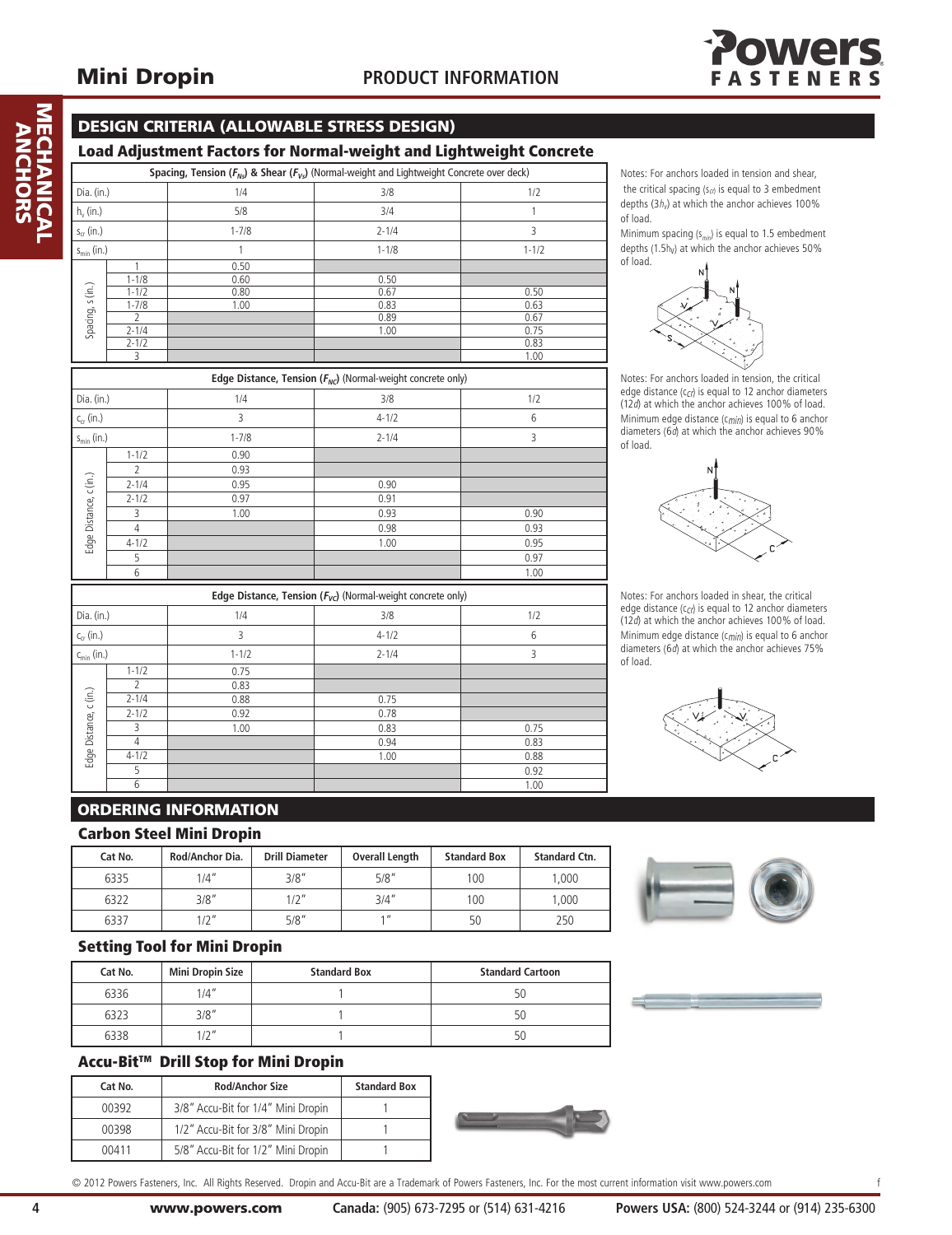# Mini Dropin

PRODUCT INFORMATION

## DESIGN CRITERIA (ALLOWABLE STRESS DESIGN)

### Load Adjustment Factors for Normal-weight and Lightweight Concrete

| Spacing, Tension ($F_{NS}$) & Shear ($F_{VS}$) (Normal-weight and Lightweight Concrete over deck) | | | | |
|---|---|---|---|---|
| Dia. (in.) | | 1/4 | 3/8 | 1/2 |
| $h_v$ (in.) | | 5/8 | 3/4 | 1 |
| $s_{cr}$ (in.) | | 1-7/8 | 2-1/4 | 3 |
| $s_{min}$ (in.) | | 1 | 1-1/8 | 1-1/2 |
| Spacing, s (in.) | 1 | 0.50 | | |
| | 1-1/8 | 0.60 | 0.50 | |
| | 1-1/2 | 0.80 | 0.67 | 0.50 |
| | 1-7/8 | 1.00 | 0.83 | 0.63 |
| | 2 | | 0.89 | 0.67 |
| | 2-1/4 | | 1.00 | 0.75 |
| | 2-1/2 | | | 0.83 |
| | 3 | | | 1.00 |

Notes: For anchors loaded in tension and shear, the critical spacing ($s_{cr}$) is equal to 3 embedment depths ($3h_v$) at which the anchor achieves 100% of load.

Minimum spacing ($s_{min}$) is equal to 1.5 embedment depths ($1.5h_v$) at which the anchor achieves 50% of load.

| Edge Distance, Tension ($F_{NC}$) (Normal-weight concrete only) | | | | |
|---|---|---|---|---|
| Dia. (in.) | | 1/4 | 3/8 | 1/2 |
| $c_{cr}$ (in.) | | 3 | 4-1/2 | 6 |
| $s_{min}$ (in.) | | 1-7/8 | 2-1/4 | 3 |
| Edge Distance, c (in.) | 1-1/2 | 0.90 | | |
| | 2 | 0.93 | | |
| | 2-1/4 | 0.95 | 0.90 | |
| | 2-1/2 | 0.97 | 0.91 | |
| | 3 | 1.00 | 0.93 | 0.90 |
| | 4 | | 0.98 | 0.93 |
| | 4-1/2 | | 1.00 | 0.95 |
| | 5 | | | 0.97 |
| | 6 | | | 1.00 |

Notes: For anchors loaded in tension, the critical edge distance ($c_{cr}$) is equal to 12 anchor diameters ($12d$) at which the anchor achieves 100% of load.

Minimum edge distance ($c_{min}$) is equal to 6 anchor diameters ($6d$) at which the anchor achieves 90% of load.

| Edge Distance, Tension ($F_{VC}$) (Normal-weight concrete only) | | | | |
|---|---|---|---|---|
| Dia. (in.) | | 1/4 | 3/8 | 1/2 |
| $c_{cr}$ (in.) | | 3 | 4-1/2 | 6 |
| $c_{min}$ (in.) | | 1-1/2 | 2-1/4 | 3 |
| Edge Distance, c (in.) | 1-1/2 | 0.75 | | |
| | 2 | 0.83 | | |
| | 2-1/4 | 0.88 | 0.75 | |
| | 2-1/2 | 0.92 | 0.78 | |
| | 3 | 1.00 | 0.83 | 0.75 |
| | 4 | | 0.94 | 0.83 |
| | 4-1/2 | | 1.00 | 0.88 |
| | 5 | | | 0.92 |
| | 6 | | | 1.00 |

Notes: For anchors loaded in shear, the critical edge distance ($c_{cr}$) is equal to 12 anchor diameters ($12d$) at which the anchor achieves 100% of load.

Minimum edge distance ($c_{min}$) is equal to 6 anchor diameters ($6d$) at which the anchor achieves 75% of load.

## ORDERING INFORMATION

### Carbon Steel Mini Dropin

| Cat No. | Rod/Anchor Dia. | Drill Diameter | Overall Length | Standard Box | Standard Ctn. |
|---|---|---|---|---|---|
| 6335 | 1/4" | 3/8" | 5/8" | 100 | 1,000 |
| 6322 | 3/8" | 1/2" | 3/4" | 100 | 1,000 |
| 6337 | 1/2" | 5/8" | 1" | 50 | 250 |

### Setting Tool for Mini Dropin

| Cat No. | Mini Dropin Size | Standard Box | Standard Cartoon |
|---|---|---|---|
| 6336 | 1/4" | 1 | 50 |
| 6323 | 3/8" | 1 | 50 |
| 6338 | 1/2" | 1 | 50 |

### Accu-Bit™ Drill Stop for Mini Dropin

| Cat No. | Rod/Anchor Size | Standard Box |
|---|---|---|
| 00392 | 3/8" Accu-Bit for 1/4" Mini Dropin | 1 |
| 00398 | 1/2" Accu-Bit for 3/8" Mini Dropin | 1 |
| 00411 | 5/8" Accu-Bit for 1/2" Mini Dropin | 1 |

© 2012 Powers Fasteners, Inc. All Rights Reserved. Dropin and Accu-Bit are a Trademark of Powers Fasteners, Inc. For the most current information visit www.powers.com